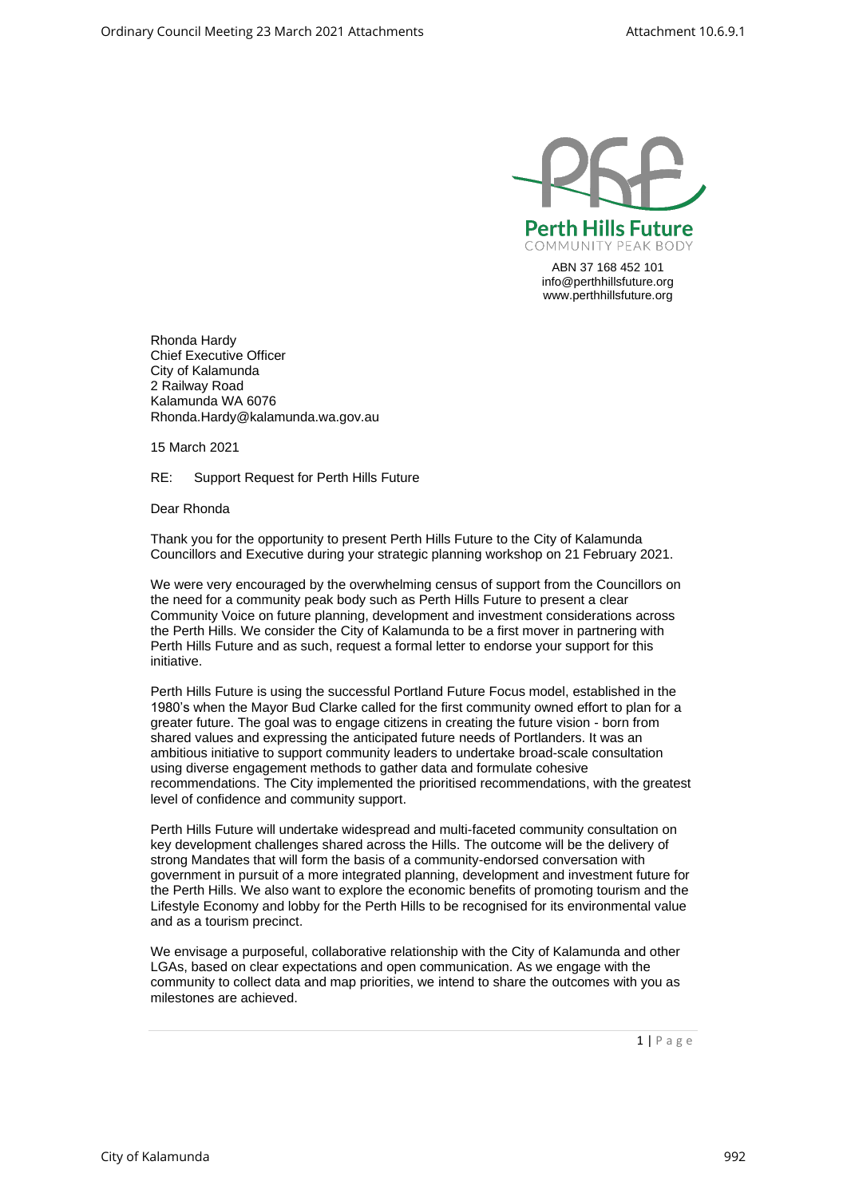**Perth Hills Future**
COMMUNITY PEAK BODY

ABN 37 168 452 101
info@perthhillsfuture.org
www.perthhillsfuture.org

Rhonda Hardy
Chief Executive Officer
City of Kalamunda
2 Railway Road
Kalamunda WA 6076
Rhonda.Hardy@kalamunda.wa.gov.au

15 March 2021

RE: Support Request for Perth Hills Future

Dear Rhonda

Thank you for the opportunity to present Perth Hills Future to the City of Kalamunda Councillors and Executive during your strategic planning workshop on 21 February 2021.

We were very encouraged by the overwhelming census of support from the Councillors on the need for a community peak body such as Perth Hills Future to present a clear Community Voice on future planning, development and investment considerations across the Perth Hills. We consider the City of Kalamunda to be a first mover in partnering with Perth Hills Future and as such, request a formal letter to endorse your support for this initiative.

Perth Hills Future is using the successful Portland Future Focus model, established in the 1980's when the Mayor Bud Clarke called for the first community owned effort to plan for a greater future. The goal was to engage citizens in creating the future vision - born from shared values and expressing the anticipated future needs of Portlanders. It was an ambitious initiative to support community leaders to undertake broad-scale consultation using diverse engagement methods to gather data and formulate cohesive recommendations. The City implemented the prioritised recommendations, with the greatest level of confidence and community support.

Perth Hills Future will undertake widespread and multi-faceted community consultation on key development challenges shared across the Hills. The outcome will be the delivery of strong Mandates that will form the basis of a community-endorsed conversation with government in pursuit of a more integrated planning, development and investment future for the Perth Hills. We also want to explore the economic benefits of promoting tourism and the Lifestyle Economy and lobby for the Perth Hills to be recognised for its environmental value and as a tourism precinct.

We envisage a purposeful, collaborative relationship with the City of Kalamunda and other LGAs, based on clear expectations and open communication. As we engage with the community to collect data and map priorities, we intend to share the outcomes with you as milestones are achieved.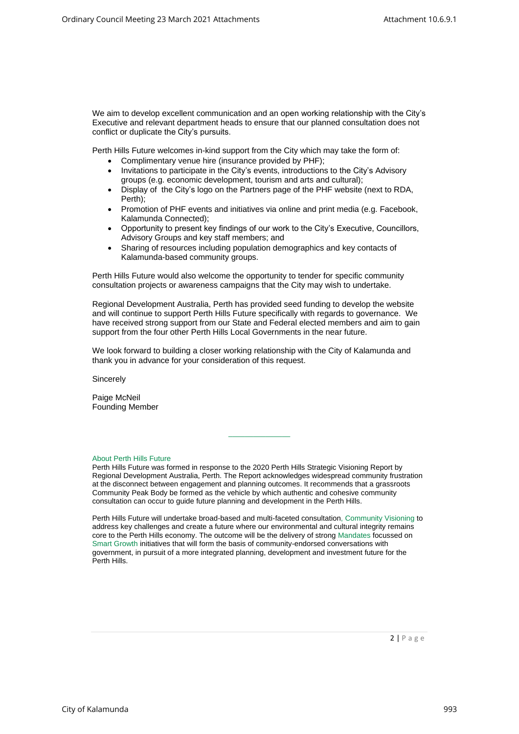We aim to develop excellent communication and an open working relationship with the City's Executive and relevant department heads to ensure that our planned consultation does not conflict or duplicate the City's pursuits.

Perth Hills Future welcomes in-kind support from the City which may take the form of:

- Complimentary venue hire (insurance provided by PHF);
- Invitations to participate in the City's events, introductions to the City's Advisory groups (e.g. economic development, tourism and arts and cultural);
- Display of the City's logo on the Partners page of the PHF website (next to RDA, Perth);
- Promotion of PHF events and initiatives via online and print media (e.g. Facebook, Kalamunda Connected);
- Opportunity to present key findings of our work to the City's Executive, Councillors, Advisory Groups and key staff members; and
- Sharing of resources including population demographics and key contacts of Kalamunda-based community groups.

Perth Hills Future would also welcome the opportunity to tender for specific community consultation projects or awareness campaigns that the City may wish to undertake.

Regional Development Australia, Perth has provided seed funding to develop the website and will continue to support Perth Hills Future specifically with regards to governance. We have received strong support from our State and Federal elected members and aim to gain support from the four other Perth Hills Local Governments in the near future.

We look forward to building a closer working relationship with the City of Kalamunda and thank you in advance for your consideration of this request.

Sincerely

Paige McNeil
Founding Member

---

About Perth Hills Future

Perth Hills Future was formed in response to the 2020 Perth Hills Strategic Visioning Report by Regional Development Australia, Perth. The Report acknowledges widespread community frustration at the disconnect between engagement and planning outcomes. It recommends that a grassroots Community Peak Body be formed as the vehicle by which authentic and cohesive community consultation can occur to guide future planning and development in the Perth Hills.

Perth Hills Future will undertake broad-based and multi-faceted consultation, Community Visioning to address key challenges and create a future where our environmental and cultural integrity remains core to the Perth Hills economy. The outcome will be the delivery of strong Mandates focussed on Smart Growth initiatives that will form the basis of community-endorsed conversations with government, in pursuit of a more integrated planning, development and investment future for the Perth Hills.